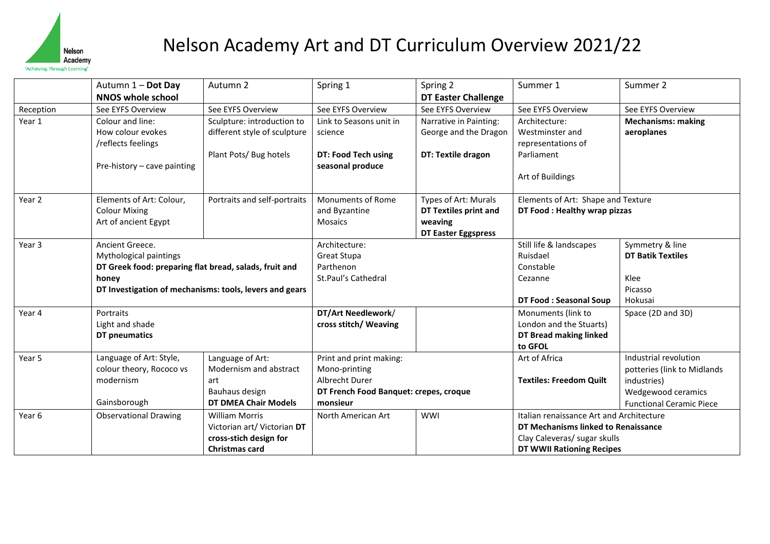# Nelson Academy Art and DT Curriculum Overview 2021/22

|  | Autumn 1 – **Dot Day NNOS whole school** | Autumn 2 | Spring 1 | Spring 2 **DT Easter Challenge** | Summer 1 | Summer 2 |
|---|---|---|---|---|---|---|
| Reception | See EYFS Overview | See EYFS Overview | See EYFS Overview | See EYFS Overview | See EYFS Overview | See EYFS Overview |
| Year 1 | Colour and line: How colour evokes /reflects feelings<br><br>Pre-history – cave painting | Sculpture: introduction to different style of sculpture<br><br>Plant Pots/ Bug hotels | Link to Seasons unit in science<br><br>**DT: Food Tech using seasonal produce** | Narrative in Painting: George and the Dragon<br><br>**DT: Textile dragon** | Architecture: Westminster and representations of Parliament<br><br>Art of Buildings | **Mechanisms: making aeroplanes** |
| Year 2 | Elements of Art: Colour, Colour Mixing<br>Art of ancient Egypt | Portraits and self-portraits | Monuments of Rome and Byzantine<br>Mosaics | Types of Art: Murals<br>**DT Textiles print and weaving**<br>**DT Easter Eggspress** | Elements of Art: Shape and Texture<br>**DT Food : Healthy wrap pizzas** | |
| Year 3 | Ancient Greece.<br>Mythological paintings<br>**DT Greek food: preparing flat bread, salads, fruit and honey**<br>**DT Investigation of mechanisms: tools, levers and gears** | | Architecture:<br>Great Stupa<br>Parthenon<br>St.Paul's Cathedral | | Still life & landscapes<br>Ruisdael<br>Constable<br>Cezanne<br><br>**DT Food : Seasonal Soup** | Symmetry & line<br>**DT Batik Textiles**<br><br>Klee<br>Picasso<br>Hokusai |
| Year 4 | Portraits<br>Light and shade<br>**DT pneumatics** | | **DT/Art Needlework/ cross stitch/ Weaving** | | Monuments (link to London and the Stuarts)<br>**DT Bread making linked to GFOL** | Space (2D and 3D) |
| Year 5 | Language of Art: Style, colour theory, Rococo vs modernism<br><br>Gainsborough | Language of Art: Modernism and abstract art<br>Bauhaus design<br>**DT DMEA Chair Models** | Print and print making:<br>Mono-printing<br>Albrecht Durer<br>**DT French Food Banquet: crepes, croque monsieur** | | Art of Africa<br><br>**Textiles: Freedom Quilt** | Industrial revolution potteries (link to Midlands industries)<br>Wedgewood ceramics<br>Functional Ceramic Piece |
| Year 6 | Observational Drawing | William Morris<br>Victorian art/ Victorian **DT cross-stich design for Christmas card** | North American Art | WWI | Italian renaissance Art and Architecture<br>**DT Mechanisms linked to Renaissance**<br>Clay Caleveras/ sugar skulls<br>**DT WWII Rationing Recipes** | |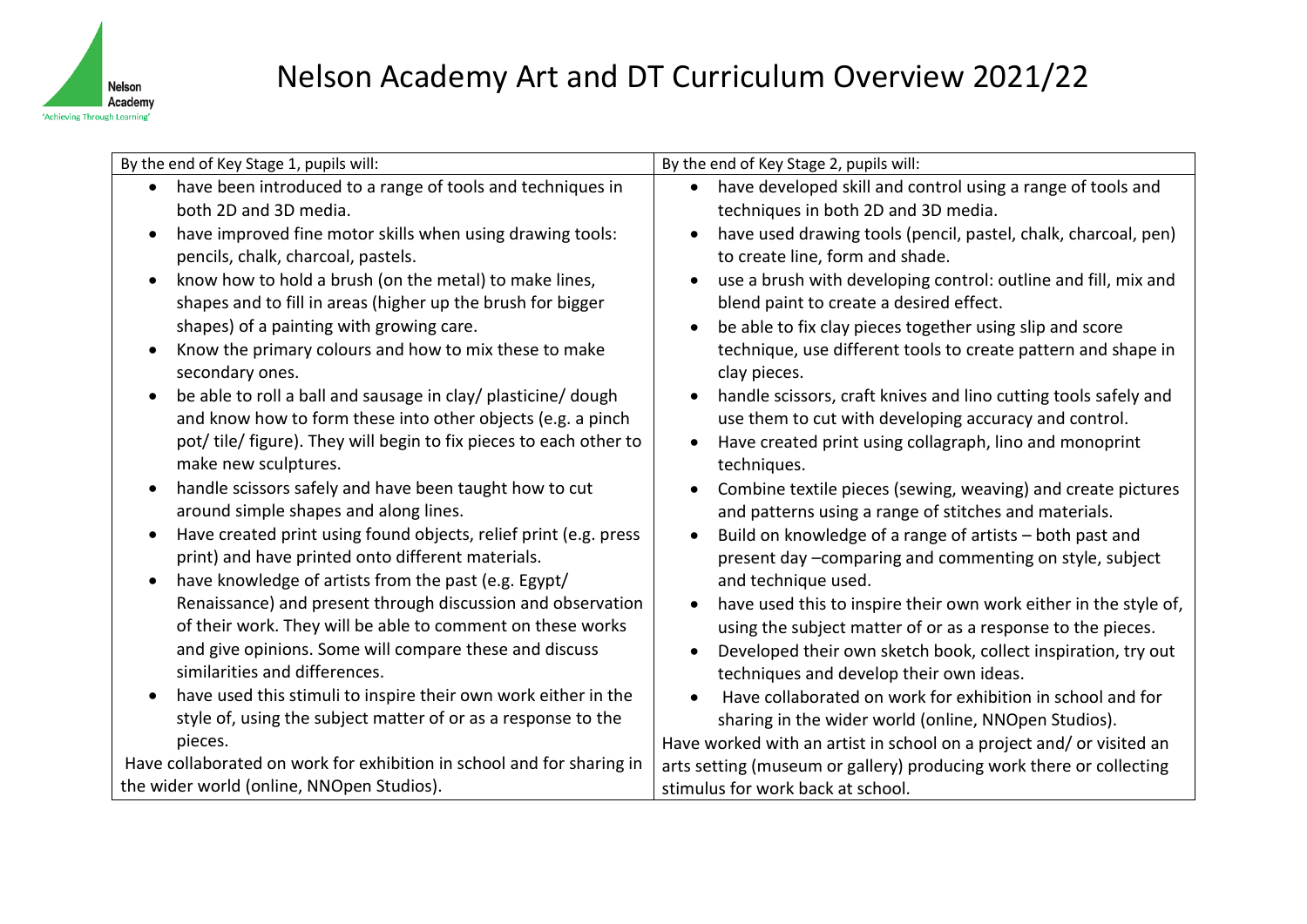# Nelson Academy Art and DT Curriculum Overview 2021/22

| By the end of Key Stage 1, pupils will: | By the end of Key Stage 2, pupils will: |
| --- | --- |
| • have been introduced to a range of tools and techniques in both 2D and 3D media.<br>• have improved fine motor skills when using drawing tools: pencils, chalk, charcoal, pastels.<br>• know how to hold a brush (on the metal) to make lines, shapes and to fill in areas (higher up the brush for bigger shapes) of a painting with growing care.<br>• Know the primary colours and how to mix these to make secondary ones.<br>• be able to roll a ball and sausage in clay/ plasticine/ dough and know how to form these into other objects (e.g. a pinch pot/ tile/ figure). They will begin to fix pieces to each other to make new sculptures.<br>• handle scissors safely and have been taught how to cut around simple shapes and along lines.<br>• Have created print using found objects, relief print (e.g. press print) and have printed onto different materials.<br>• have knowledge of artists from the past (e.g. Egypt/ Renaissance) and present through discussion and observation of their work. They will be able to comment on these works and give opinions. Some will compare these and discuss similarities and differences.<br>• have used this stimuli to inspire their own work either in the style of, using the subject matter of or as a response to the pieces.<br>Have collaborated on work for exhibition in school and for sharing in the wider world (online, NNOpen Studios). | • have developed skill and control using a range of tools and techniques in both 2D and 3D media.<br>• have used drawing tools (pencil, pastel, chalk, charcoal, pen) to create line, form and shade.<br>• use a brush with developing control: outline and fill, mix and blend paint to create a desired effect.<br>• be able to fix clay pieces together using slip and score technique, use different tools to create pattern and shape in clay pieces.<br>• handle scissors, craft knives and lino cutting tools safely and use them to cut with developing accuracy and control.<br>• Have created print using collagraph, lino and monoprint techniques.<br>• Combine textile pieces (sewing, weaving) and create pictures and patterns using a range of stitches and materials.<br>• Build on knowledge of a range of artists – both past and present day –comparing and commenting on style, subject and technique used.<br>• have used this to inspire their own work either in the style of, using the subject matter of or as a response to the pieces.<br>• Developed their own sketch book, collect inspiration, try out techniques and develop their own ideas.<br>• Have collaborated on work for exhibition in school and for sharing in the wider world (online, NNOpen Studios).<br>Have worked with an artist in school on a project and/ or visited an arts setting (museum or gallery) producing work there or collecting stimulus for work back at school. |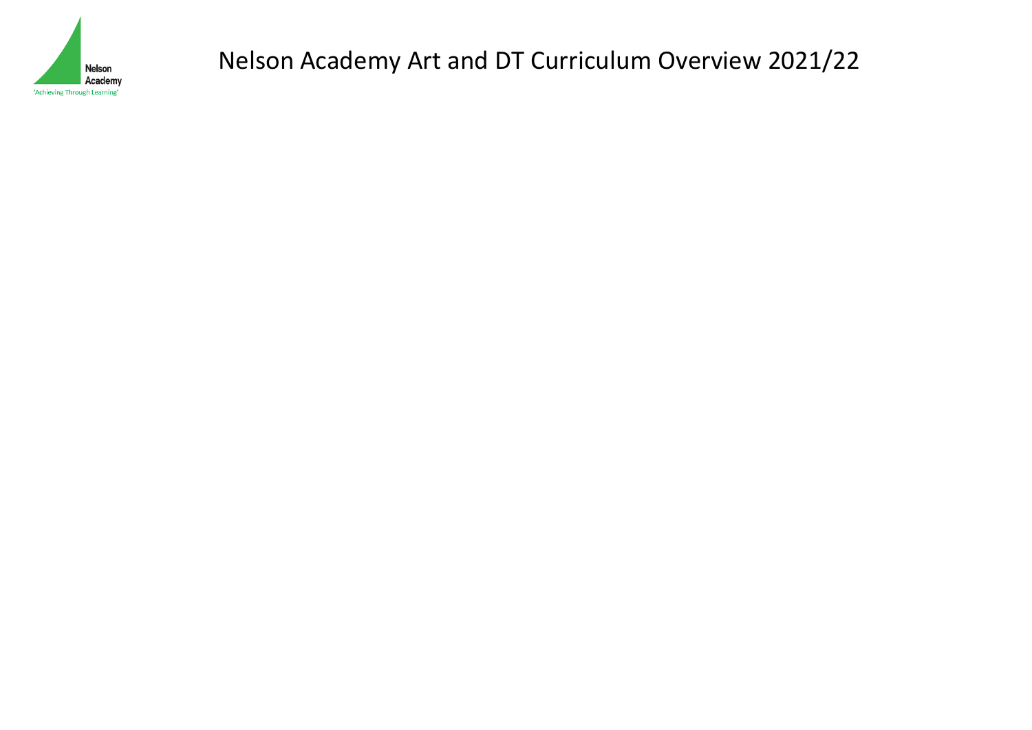Nelson Academy
'Achieving Through Learning'

# Nelson Academy Art and DT Curriculum Overview 2021/22